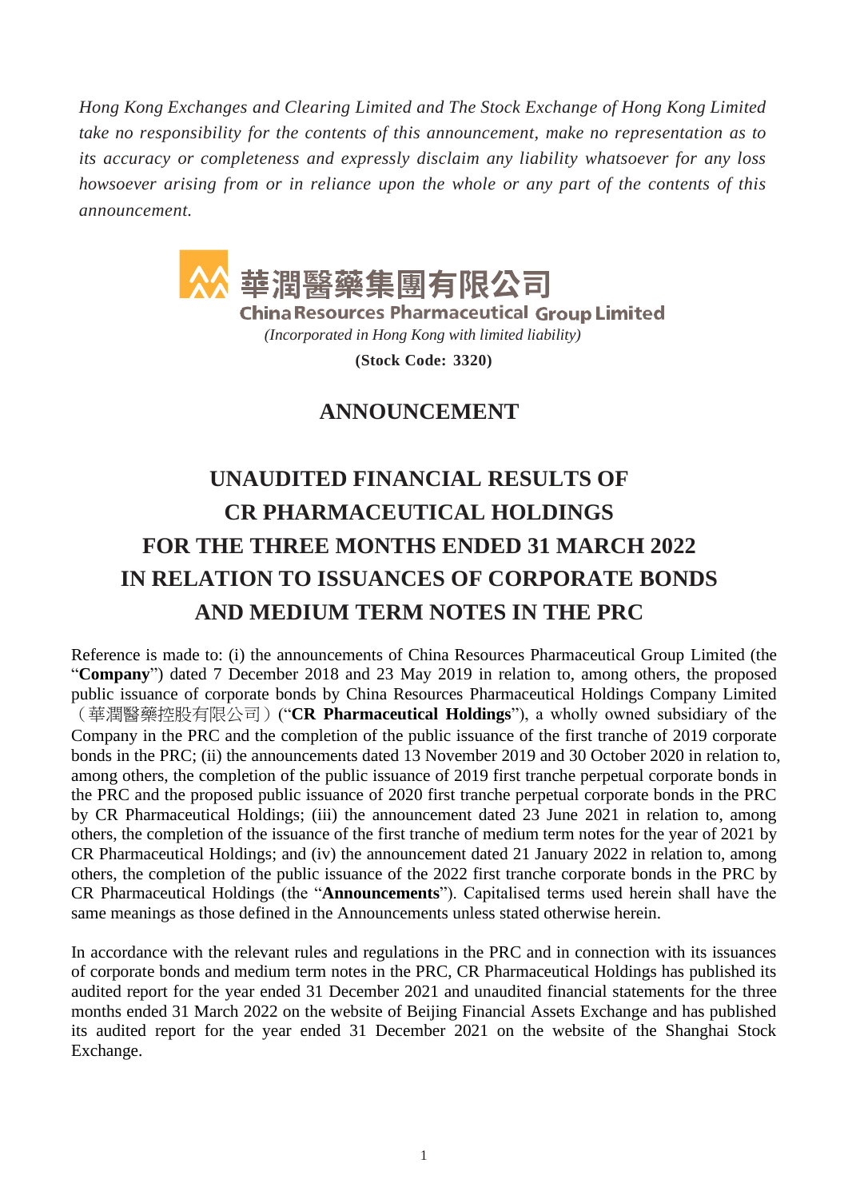*Hong Kong Exchanges and Clearing Limited and The Stock Exchange of Hong Kong Limited take no responsibility for the contents of this announcement, make no representation as to its accuracy or completeness and expressly disclaim any liability whatsoever for any loss howsoever arising from or in reliance upon the whole or any part of the contents of this announcement.*

華潤醫藥集團有限公司
**China Resources Pharmaceutical Group Limited**
*(Incorporated in Hong Kong with limited liability)*
**(Stock Code: 3320)**

## ANNOUNCEMENT

# UNAUDITED FINANCIAL RESULTS OF CR PHARMACEUTICAL HOLDINGS FOR THE THREE MONTHS ENDED 31 MARCH 2022 IN RELATION TO ISSUANCES OF CORPORATE BONDS AND MEDIUM TERM NOTES IN THE PRC

Reference is made to: (i) the announcements of China Resources Pharmaceutical Group Limited (the "**Company**") dated 7 December 2018 and 23 May 2019 in relation to, among others, the proposed public issuance of corporate bonds by China Resources Pharmaceutical Holdings Company Limited（華潤醫藥控股有限公司）("**CR Pharmaceutical Holdings**"), a wholly owned subsidiary of the Company in the PRC and the completion of the public issuance of the first tranche of 2019 corporate bonds in the PRC; (ii) the announcements dated 13 November 2019 and 30 October 2020 in relation to, among others, the completion of the public issuance of 2019 first tranche perpetual corporate bonds in the PRC and the proposed public issuance of 2020 first tranche perpetual corporate bonds in the PRC by CR Pharmaceutical Holdings; (iii) the announcement dated 23 June 2021 in relation to, among others, the completion of the issuance of the first tranche of medium term notes for the year of 2021 by CR Pharmaceutical Holdings; and (iv) the announcement dated 21 January 2022 in relation to, among others, the completion of the public issuance of the 2022 first tranche corporate bonds in the PRC by CR Pharmaceutical Holdings (the "**Announcements**"). Capitalised terms used herein shall have the same meanings as those defined in the Announcements unless stated otherwise herein.

In accordance with the relevant rules and regulations in the PRC and in connection with its issuances of corporate bonds and medium term notes in the PRC, CR Pharmaceutical Holdings has published its audited report for the year ended 31 December 2021 and unaudited financial statements for the three months ended 31 March 2022 on the website of Beijing Financial Assets Exchange and has published its audited report for the year ended 31 December 2021 on the website of the Shanghai Stock Exchange.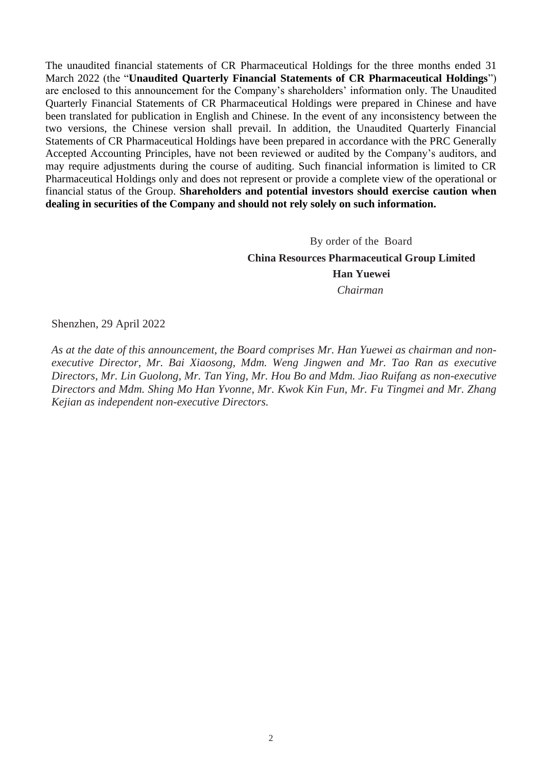The unaudited financial statements of CR Pharmaceutical Holdings for the three months ended 31 March 2022 (the "**Unaudited Quarterly Financial Statements of CR Pharmaceutical Holdings**") are enclosed to this announcement for the Company's shareholders' information only. The Unaudited Quarterly Financial Statements of CR Pharmaceutical Holdings were prepared in Chinese and have been translated for publication in English and Chinese. In the event of any inconsistency between the two versions, the Chinese version shall prevail. In addition, the Unaudited Quarterly Financial Statements of CR Pharmaceutical Holdings have been prepared in accordance with the PRC Generally Accepted Accounting Principles, have not been reviewed or audited by the Company's auditors, and may require adjustments during the course of auditing. Such financial information is limited to CR Pharmaceutical Holdings only and does not represent or provide a complete view of the operational or financial status of the Group. **Shareholders and potential investors should exercise caution when dealing in securities of the Company and should not rely solely on such information.**

By order of the Board
**China Resources Pharmaceutical Group Limited**
**Han Yuewei**
*Chairman*

Shenzhen, 29 April 2022

*As at the date of this announcement, the Board comprises Mr. Han Yuewei as chairman and non-executive Director, Mr. Bai Xiaosong, Mdm. Weng Jingwen and Mr. Tao Ran as executive Directors, Mr. Lin Guolong, Mr. Tan Ying, Mr. Hou Bo and Mdm. Jiao Ruifang as non-executive Directors and Mdm. Shing Mo Han Yvonne, Mr. Kwok Kin Fun, Mr. Fu Tingmei and Mr. Zhang Kejian as independent non-executive Directors.*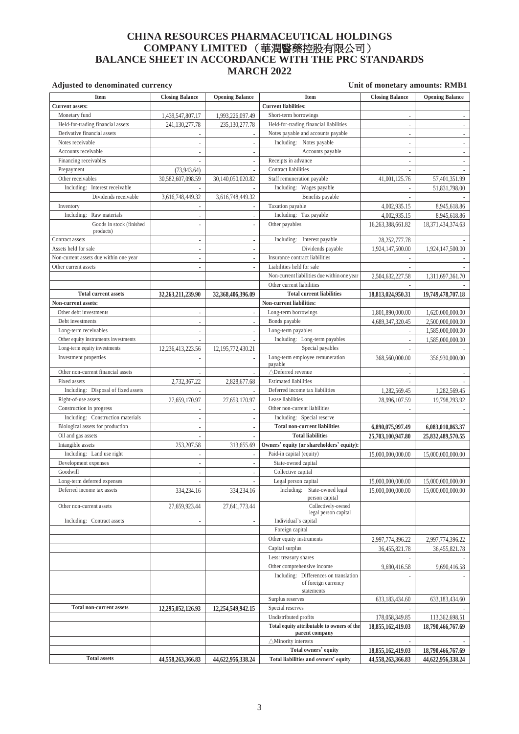# CHINA RESOURCES PHARMACEUTICAL HOLDINGS COMPANY LIMITED （華潤醫藥控股有限公司） BALANCE SHEET IN ACCORDANCE WITH THE PRC STANDARDS MARCH 2022

**Adjusted to denominated currency** | **Unit of monetary amounts: RMB1**

| Item | Closing Balance | Opening Balance | Item | Closing Balance | Opening Balance |
|---|---|---|---|---|---|
| **Current assets:** | | | **Current liabilities:** | | |
| Monetary fund | 1,439,547,807.17 | 1,993,226,097.49 | Short-term borrowings | - | - |
| Held-for-trading financial assets | 241,130,277.78 | 235,130,277.78 | Held-for-trading financial liabilities | - | - |
| Derivative financial assets | - | - | Notes payable and accounts payable | - | - |
| Notes receivable | - | - | Including: Notes payable | - | - |
| Accounts receivable | - | - | Accounts payable | - | - |
| Financing receivables | - | - | Receipts in advance | - | - |
| Prepayment | (73,943.64) | - | Contract liabilities | - | - |
| Other receivables | 30,582,607,098.59 | 30,140,050,020.82 | Staff remuneration payable | 41,001,125.76 | 57,401,351.99 |
| Including: Interest receivable | - | - | Including: Wages payable | - | 51,831,798.00 |
| Dividends receivable | 3,616,748,449.32 | 3,616,748,449.32 | Benefits payable | - | - |
| Inventory | - | - | Taxation payable | 4,002,935.15 | 8,945,618.86 |
| Including: Raw materials | - | - | Including: Tax payable | 4,002,935.15 | 8,945,618.86 |
| Goods in stock (finished products) | - | - | Other payables | 16,263,388,661.82 | 18,371,434,374.63 |
| Contract assets | - | - | Including: Interest payable | 28,252,777.78 | - |
| Assets held for sale | - | - | Dividends payable | 1,924,147,500.00 | 1,924,147,500.00 |
| Non-current assets due within one year | - | - | Insurance contract liabilities | - | - |
| Other current assets | - | - | Liabilities held for sale | - | - |
| | | | Non-current liabilities due within one year | 2,504,632,227.58 | 1,311,697,361.70 |
| | | | Other current liabilities | - | - |
| **Total current assets** | **32,263,211,239.90** | **32,368,406,396.09** | **Total current liabilities** | **18,813,024,950.31** | **19,749,478,707.18** |
| **Non-current assets:** | | | **Non-current liabilities:** | | |
| Other debt investments | - | - | Long-term borrowings | 1,801,890,000.00 | 1,620,000,000.00 |
| Debt investments | - | - | Bonds payable | 4,689,347,320.45 | 2,500,000,000.00 |
| Long-term receivables | - | - | Long-term payables | - | 1,585,000,000.00 |
| Other equity instruments investments | - | - | Including: Long-term payables | - | 1,585,000,000.00 |
| Long-term equity investments | 12,236,413,223.56 | 12,195,772,430.21 | Special payables | - | - |
| Investment properties | - | - | Long-term employee remuneration payable | 368,560,000.00 | 356,930,000.00 |
| Other non-current financial assets | - | - | △Deferred revenue | - | - |
| Fixed assets | 2,732,367.22 | 2,828,677.68 | Estimated liabilities | - | - |
| Including: Disposal of fixed assets | - | - | Deferred income tax liabilities | 1,282,569.45 | 1,282,569.45 |
| Right-of-use assets | 27,659,170.97 | 27,659,170.97 | Lease liabilities | 28,996,107.59 | 19,798,293.92 |
| Construction in progress | - | - | Other non-current liabilities | - | - |
| Including: Construction materials | - | - | Including: Special reserve | | |
| Biological assets for production | - | - | **Total non-current liabilities** | **6,890,075,997.49** | **6,083,010,863.37** |
| Oil and gas assets | - | - | **Total liabilities** | **25,703,100,947.80** | **25,832,489,570.55** |
| Intangible assets | 253,207.58 | 313,655.69 | **Owners' equity (or shareholders' equity):** | | |
| Including: Land use right | - | - | Paid-in capital (equity) | 15,000,000,000.00 | 15,000,000,000.00 |
| Development expenses | - | - | State-owned capital | | |
| Goodwill | - | - | Collective capital | | |
| Long-term deferred expenses | - | - | Legal person capital | 15,000,000,000.00 | 15,000,000,000.00 |
| Deferred income tax assets | 334,234.16 | 334,234.16 | Including: State-owned legal person capital | 15,000,000,000.00 | 15,000,000,000.00 |
| Other non-current assets | 27,659,923.44 | 27,641,773.44 | Collectively-owned legal person capital | | |
| Including: Contract assets | - | - | Individual's capital | | |
| | | | Foreign capital | | |
| | | | Other equity instruments | 2,997,774,396.22 | 2,997,774,396.22 |
| | | | Capital surplus | 36,455,821.78 | 36,455,821.78 |
| | | | Less: treasury shares | - | - |
| | | | Other comprehensive income | 9,690,416.58 | 9,690,416.58 |
| | | | Including: Differences on translation of foreign currency statements | - | - |
| | | | Surplus reserves | 633,183,434.60 | 633,183,434.60 |
| **Total non-current assets** | **12,295,052,126.93** | **12,254,549,942.15** | Special reserves | - | - |
| | | | Undistributed profits | 178,058,349.85 | 113,362,698.51 |
| | | | **Total equity attributable to owners of the parent company** | **18,855,162,419.03** | **18,790,466,767.69** |
| | | | △Minority interests | - | - |
| | | | **Total owners' equity** | **18,855,162,419.03** | **18,790,466,767.69** |
| **Total assets** | **44,558,263,366.83** | **44,622,956,338.24** | **Total liabilities and owners' equity** | **44,558,263,366.83** | **44,622,956,338.24** |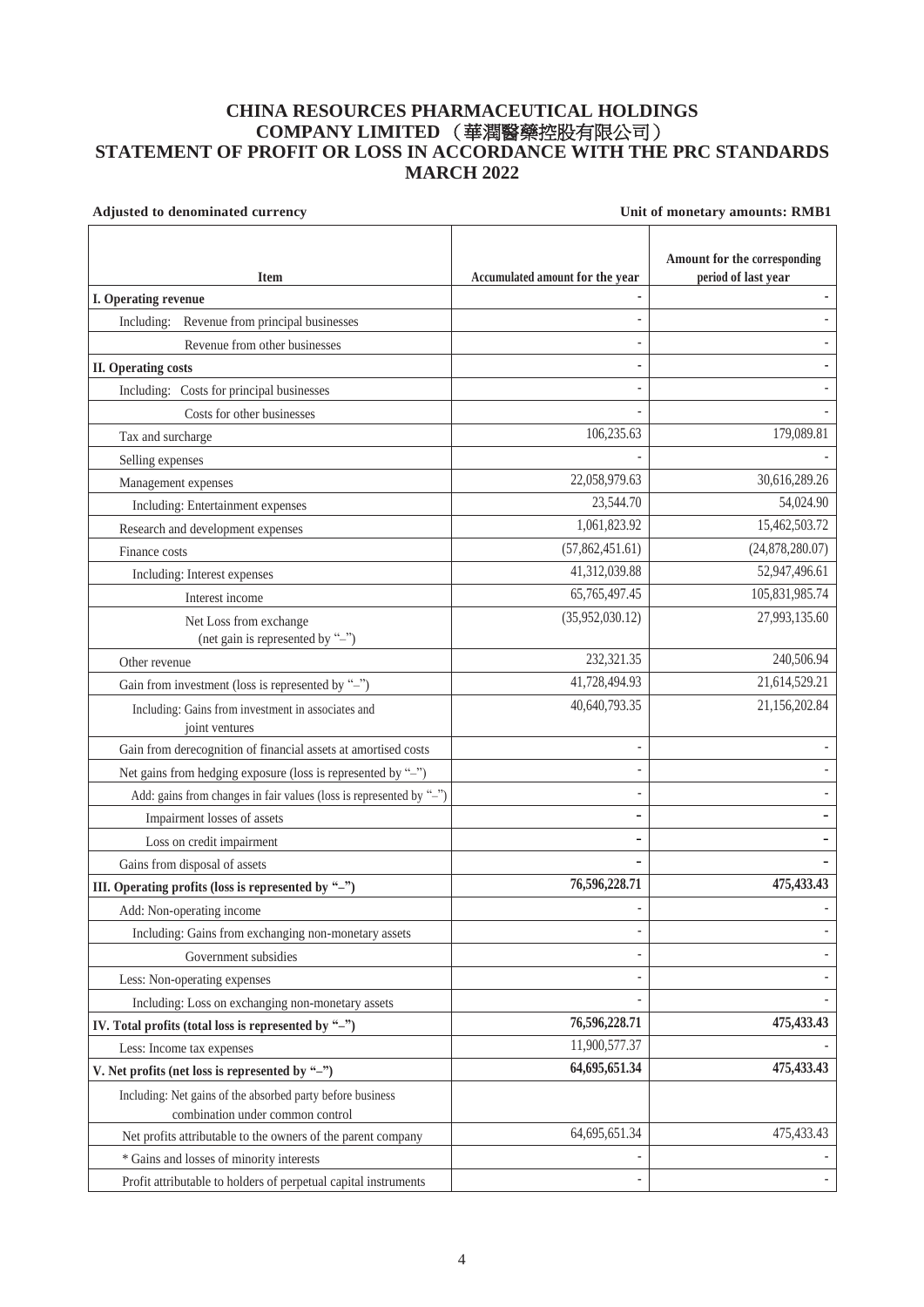# CHINA RESOURCES PHARMACEUTICAL HOLDINGS COMPANY LIMITED （華潤醫藥控股有限公司） STATEMENT OF PROFIT OR LOSS IN ACCORDANCE WITH THE PRC STANDARDS MARCH 2022

**Adjusted to denominated currency** **Unit of monetary amounts: RMB1**

| Item | Accumulated amount for the year | Amount for the corresponding period of last year |
|---|---|---|
| **I. Operating revenue** | - | - |
| Including: Revenue from principal businesses | - | - |
| Revenue from other businesses | - | - |
| **II. Operating costs** | - | - |
| Including: Costs for principal businesses | - | - |
| Costs for other businesses | - | - |
| Tax and surcharge | 106,235.63 | 179,089.81 |
| Selling expenses | - | - |
| Management expenses | 22,058,979.63 | 30,616,289.26 |
| Including: Entertainment expenses | 23,544.70 | 54,024.90 |
| Research and development expenses | 1,061,823.92 | 15,462,503.72 |
| Finance costs | (57,862,451.61) | (24,878,280.07) |
| Including: Interest expenses | 41,312,039.88 | 52,947,496.61 |
| Interest income | 65,765,497.45 | 105,831,985.74 |
| Net Loss from exchange (net gain is represented by "–") | (35,952,030.12) | 27,993,135.60 |
| Other revenue | 232,321.35 | 240,506.94 |
| Gain from investment (loss is represented by "–") | 41,728,494.93 | 21,614,529.21 |
| Including: Gains from investment in associates and joint ventures | 40,640,793.35 | 21,156,202.84 |
| Gain from derecognition of financial assets at amortised costs | - | - |
| Net gains from hedging exposure (loss is represented by "–") | - | - |
| Add: gains from changes in fair values (loss is represented by "–") | - | - |
| Impairment losses of assets | - | - |
| Loss on credit impairment | - | - |
| Gains from disposal of assets | - | - |
| **III. Operating profits (loss is represented by "–")** | **76,596,228.71** | **475,433.43** |
| Add: Non-operating income | - | - |
| Including: Gains from exchanging non-monetary assets | - | - |
| Government subsidies | - | - |
| Less: Non-operating expenses | - | - |
| Including: Loss on exchanging non-monetary assets | - | - |
| **IV. Total profits (total loss is represented by "–")** | **76,596,228.71** | **475,433.43** |
| Less: Income tax expenses | 11,900,577.37 | - |
| **V. Net profits (net loss is represented by "–")** | **64,695,651.34** | **475,433.43** |
| Including: Net gains of the absorbed party before business combination under common control | | |
| Net profits attributable to the owners of the parent company | 64,695,651.34 | 475,433.43 |
| * Gains and losses of minority interests | - | - |
| Profit attributable to holders of perpetual capital instruments | - | - |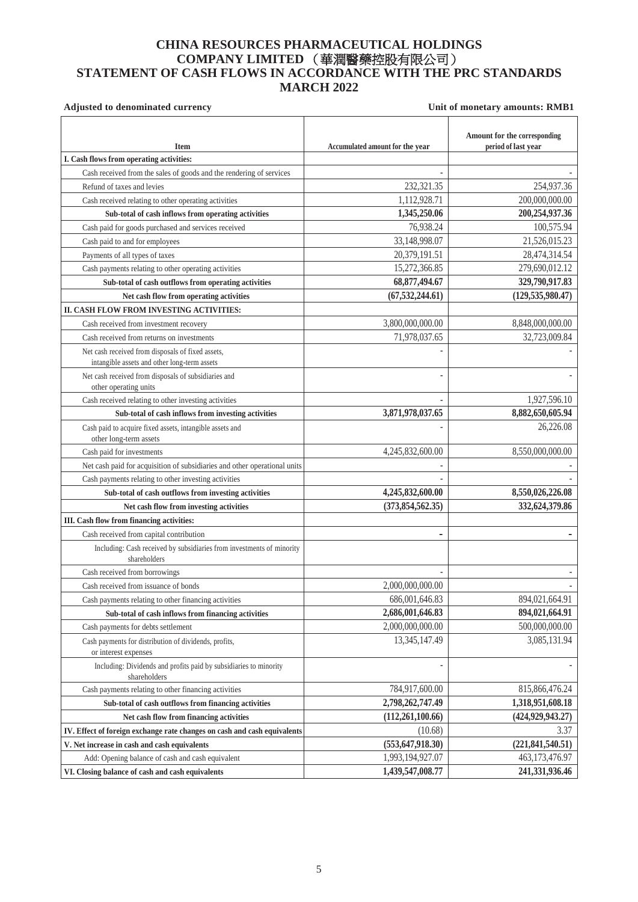# CHINA RESOURCES PHARMACEUTICAL HOLDINGS COMPANY LIMITED （華潤醫藥控股有限公司） STATEMENT OF CASH FLOWS IN ACCORDANCE WITH THE PRC STANDARDS MARCH 2022

**Adjusted to denominated currency** | **Unit of monetary amounts: RMB1**

| Item | Accumulated amount for the year | Amount for the corresponding period of last year |
|---|---|---|
| **I. Cash flows from operating activities:** | | |
| Cash received from the sales of goods and the rendering of services | - | - |
| Refund of taxes and levies | 232,321.35 | 254,937.36 |
| Cash received relating to other operating activities | 1,112,928.71 | 200,000,000.00 |
| **Sub-total of cash inflows from operating activities** | **1,345,250.06** | **200,254,937.36** |
| Cash paid for goods purchased and services received | 76,938.24 | 100,575.94 |
| Cash paid to and for employees | 33,148,998.07 | 21,526,015.23 |
| Payments of all types of taxes | 20,379,191.51 | 28,474,314.54 |
| Cash payments relating to other operating activities | 15,272,366.85 | 279,690,012.12 |
| **Sub-total of cash outflows from operating activities** | **68,877,494.67** | **329,790,917.83** |
| **Net cash flow from operating activities** | **(67,532,244.61)** | **(129,535,980.47)** |
| **II. CASH FLOW FROM INVESTING ACTIVITIES:** | | |
| Cash received from investment recovery | 3,800,000,000.00 | 8,848,000,000.00 |
| Cash received from returns on investments | 71,978,037.65 | 32,723,009.84 |
| Net cash received from disposals of fixed assets, intangible assets and other long-term assets | - | - |
| Net cash received from disposals of subsidiaries and other operating units | - | - |
| Cash received relating to other investing activities | - | 1,927,596.10 |
| **Sub-total of cash inflows from investing activities** | **3,871,978,037.65** | **8,882,650,605.94** |
| Cash paid to acquire fixed assets, intangible assets and other long-term assets | - | 26,226.08 |
| Cash paid for investments | 4,245,832,600.00 | 8,550,000,000.00 |
| Net cash paid for acquisition of subsidiaries and other operational units | - | - |
| Cash payments relating to other investing activities | - | - |
| **Sub-total of cash outflows from investing activities** | **4,245,832,600.00** | **8,550,026,226.08** |
| **Net cash flow from investing activities** | **(373,854,562.35)** | **332,624,379.86** |
| **III. Cash flow from financing activities:** | | |
| Cash received from capital contribution | **-** | **-** |
| Including: Cash received by subsidiaries from investments of minority shareholders | | |
| Cash received from borrowings | - | - |
| Cash received from issuance of bonds | 2,000,000,000.00 | - |
| Cash payments relating to other financing activities | 686,001,646.83 | 894,021,664.91 |
| **Sub-total of cash inflows from financing activities** | **2,686,001,646.83** | **894,021,664.91** |
| Cash payments for debts settlement | 2,000,000,000.00 | 500,000,000.00 |
| Cash payments for distribution of dividends, profits, or interest expenses | 13,345,147.49 | 3,085,131.94 |
| Including: Dividends and profits paid by subsidiaries to minority shareholders | - | - |
| Cash payments relating to other financing activities | 784,917,600.00 | 815,866,476.24 |
| **Sub-total of cash outflows from financing activities** | **2,798,262,747.49** | **1,318,951,608.18** |
| **Net cash flow from financing activities** | **(112,261,100.66)** | **(424,929,943.27)** |
| **IV. Effect of foreign exchange rate changes on cash and cash equivalents** | (10.68) | 3.37 |
| **V. Net increase in cash and cash equivalents** | **(553,647,918.30)** | **(221,841,540.51)** |
| Add: Opening balance of cash and cash equivalent | 1,993,194,927.07 | 463,173,476.97 |
| **VI. Closing balance of cash and cash equivalents** | **1,439,547,008.77** | **241,331,936.46** |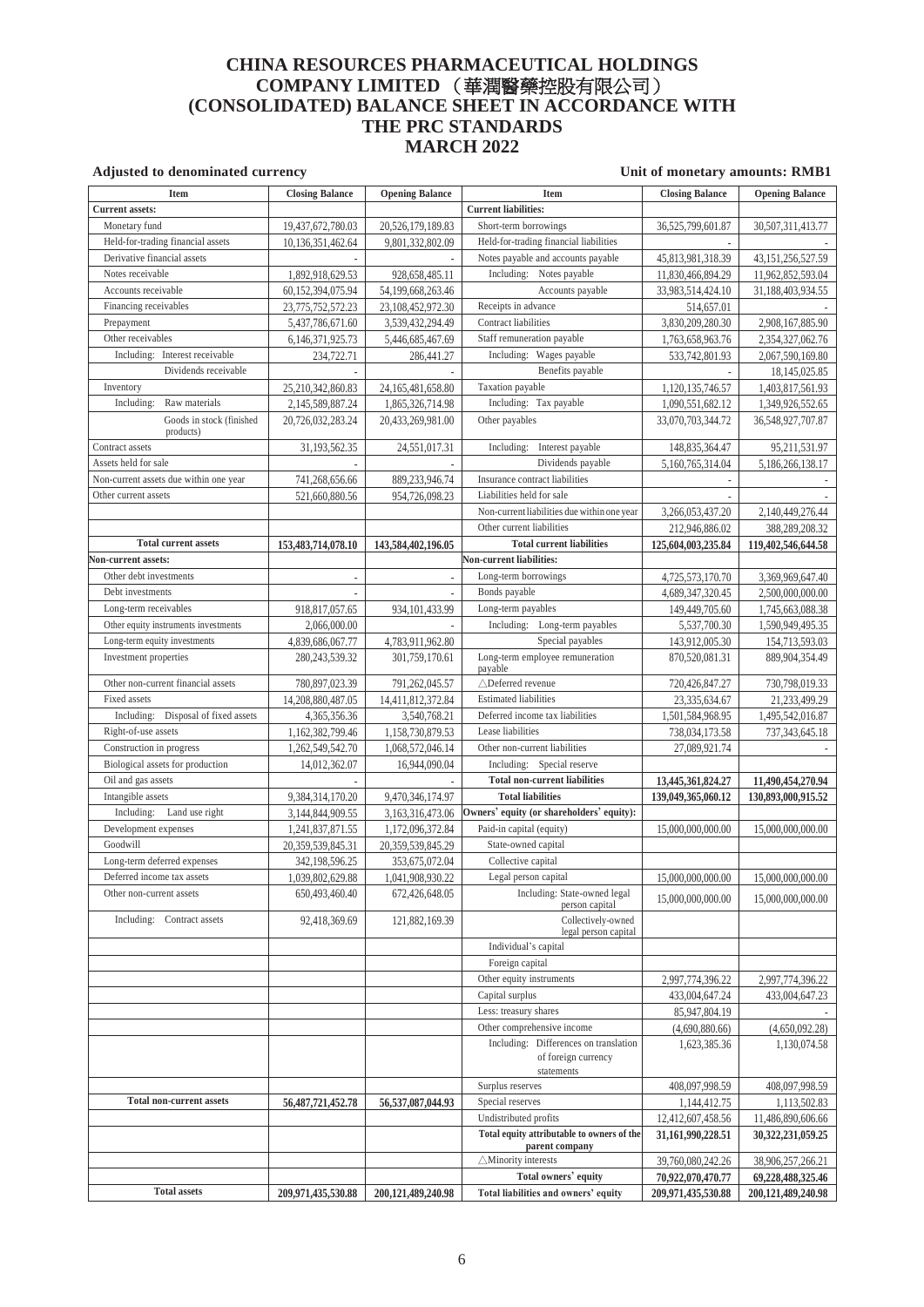# CHINA RESOURCES PHARMACEUTICAL HOLDINGS COMPANY LIMITED （華潤醫藥控股有限公司） (CONSOLIDATED) BALANCE SHEET IN ACCORDANCE WITH THE PRC STANDARDS MARCH 2022

**Adjusted to denominated currency** **Unit of monetary amounts: RMB1**

| Item | Closing Balance | Opening Balance | Item | Closing Balance | Opening Balance |
|---|---|---|---|---|---|
| **Current assets:** | | | **Current liabilities:** | | |
| Monetary fund | 19,437,672,780.03 | 20,526,179,189.83 | Short-term borrowings | 36,525,799,601.87 | 30,507,311,413.77 |
| Held-for-trading financial assets | 10,136,351,462.64 | 9,801,332,802.09 | Held-for-trading financial liabilities | - | - |
| Derivative financial assets | - | - | Notes payable and accounts payable | 45,813,981,318.39 | 43,151,256,527.59 |
| Notes receivable | 1,892,918,629.53 | 928,658,485.11 | Including: Notes payable | 11,830,466,894.29 | 11,962,852,593.04 |
| Accounts receivable | 60,152,394,075.94 | 54,199,668,263.46 | Accounts payable | 33,983,514,424.10 | 31,188,403,934.55 |
| Financing receivables | 23,775,752,572.23 | 23,108,452,972.30 | Receipts in advance | 514,657.01 | - |
| Prepayment | 5,437,786,671.60 | 3,539,432,294.49 | Contract liabilities | 3,830,209,280.30 | 2,908,167,885.90 |
| Other receivables | 6,146,371,925.73 | 5,446,685,467.69 | Staff remuneration payable | 1,763,658,963.76 | 2,354,327,062.76 |
| Including: Interest receivable | 234,722.71 | 286,441.27 | Including: Wages payable | 533,742,801.93 | 2,067,590,169.80 |
| Dividends receivable | - | - | Benefits payable | - | 18,145,025.85 |
| Inventory | 25,210,342,860.83 | 24,165,481,658.80 | Taxation payable | 1,120,135,746.57 | 1,403,817,561.93 |
| Including: Raw materials | 2,145,589,887.24 | 1,865,326,714.98 | Including: Tax payable | 1,090,551,682.12 | 1,349,926,552.65 |
| Goods in stock (finished products) | 20,726,032,283.24 | 20,433,269,981.00 | Other payables | 33,070,703,344.72 | 36,548,927,707.87 |
| Contract assets | 31,193,562.35 | 24,551,017.31 | Including: Interest payable | 148,835,364.47 | 95,211,531.97 |
| Assets held for sale | - | - | Dividends payable | 5,160,765,314.04 | 5,186,266,138.17 |
| Non-current assets due within one year | 741,268,656.66 | 889,233,946.74 | Insurance contract liabilities | - | - |
| Other current assets | 521,660,880.56 | 954,726,098.23 | Liabilities held for sale | - | - |
| | | | Non-current liabilities due within one year | 3,266,053,437.20 | 2,140,449,276.44 |
| | | | Other current liabilities | 212,946,886.02 | 388,289,208.32 |
| **Total current assets** | **153,483,714,078.10** | **143,584,402,196.05** | **Total current liabilities** | **125,604,003,235.84** | **119,402,546,644.58** |
| **Non-current assets:** | | | **Non-current liabilities:** | | |
| Other debt investments | - | - | Long-term borrowings | 4,725,573,170.70 | 3,369,969,647.40 |
| Debt investments | - | - | Bonds payable | 4,689,347,320.45 | 2,500,000,000.00 |
| Long-term receivables | 918,817,057.65 | 934,101,433.99 | Long-term payables | 149,449,705.60 | 1,745,663,088.38 |
| Other equity instruments investments | 2,066,000.00 | - | Including: Long-term payables | 5,537,700.30 | 1,590,949,495.35 |
| Long-term equity investments | 4,839,686,067.77 | 4,783,911,962.80 | Special payables | 143,912,005.30 | 154,713,593.03 |
| Investment properties | 280,243,539.32 | 301,759,170.61 | Long-term employee remuneration payable | 870,520,081.31 | 889,904,354.49 |
| Other non-current financial assets | 780,897,023.39 | 791,262,045.57 | △Deferred revenue | 720,426,847.27 | 730,798,019.33 |
| Fixed assets | 14,208,880,487.05 | 14,411,812,372.84 | Estimated liabilities | 23,335,634.67 | 21,233,499.29 |
| Including: Disposal of fixed assets | 4,365,356.36 | 3,540,768.21 | Deferred income tax liabilities | 1,501,584,968.95 | 1,495,542,016.87 |
| Right-of-use assets | 1,162,382,799.46 | 1,158,730,879.53 | Lease liabilities | 738,034,173.58 | 737,343,645.18 |
| Construction in progress | 1,262,549,542.70 | 1,068,572,046.14 | Other non-current liabilities | 27,089,921.74 | - |
| Biological assets for production | 14,012,362.07 | 16,944,090.04 | Including: Special reserve | | |
| Oil and gas assets | - | - | **Total non-current liabilities** | **13,445,361,824.27** | **11,490,454,270.94** |
| Intangible assets | 9,384,314,170.20 | 9,470,346,174.97 | **Total liabilities** | **139,049,365,060.12** | **130,893,000,915.52** |
| Including: Land use right | 3,144,844,909.55 | 3,163,316,473.06 | **Owners' equity (or shareholders' equity):** | | |
| Development expenses | 1,241,837,871.55 | 1,172,096,372.84 | Paid-in capital (equity) | 15,000,000,000.00 | 15,000,000,000.00 |
| Goodwill | 20,359,539,845.31 | 20,359,539,845.29 | State-owned capital | | |
| Long-term deferred expenses | 342,198,596.25 | 353,675,072.04 | Collective capital | | |
| Deferred income tax assets | 1,039,802,629.88 | 1,041,908,930.22 | Legal person capital | 15,000,000,000.00 | 15,000,000,000.00 |
| Other non-current assets | 650,493,460.40 | 672,426,648.05 | Including: State-owned legal person capital | 15,000,000,000.00 | 15,000,000,000.00 |
| Including: Contract assets | 92,418,369.69 | 121,882,169.39 | Collectively-owned legal person capital | | |
| | | | Individual's capital | | |
| | | | Foreign capital | | |
| | | | Other equity instruments | 2,997,774,396.22 | 2,997,774,396.22 |
| | | | Capital surplus | 433,004,647.24 | 433,004,647.23 |
| | | | Less: treasury shares | 85,947,804.19 | - |
| | | | Other comprehensive income | (4,690,880.66) | (4,650,092.28) |
| | | | Including: Differences on translation of foreign currency statements | 1,623,385.36 | 1,130,074.58 |
| | | | Surplus reserves | 408,097,998.59 | 408,097,998.59 |
| **Total non-current assets** | **56,487,721,452.78** | **56,537,087,044.93** | Special reserves | 1,144,412.75 | 1,113,502.83 |
| | | | Undistributed profits | 12,412,607,458.56 | 11,486,890,606.66 |
| | | | **Total equity attributable to owners of the parent company** | **31,161,990,228.51** | **30,322,231,059.25** |
| | | | △Minority interests | 39,760,080,242.26 | 38,906,257,266.21 |
| | | | **Total owners' equity** | **70,922,070,470.77** | **69,228,488,325.46** |
| **Total assets** | **209,971,435,530.88** | **200,121,489,240.98** | **Total liabilities and owners' equity** | **209,971,435,530.88** | **200,121,489,240.98** |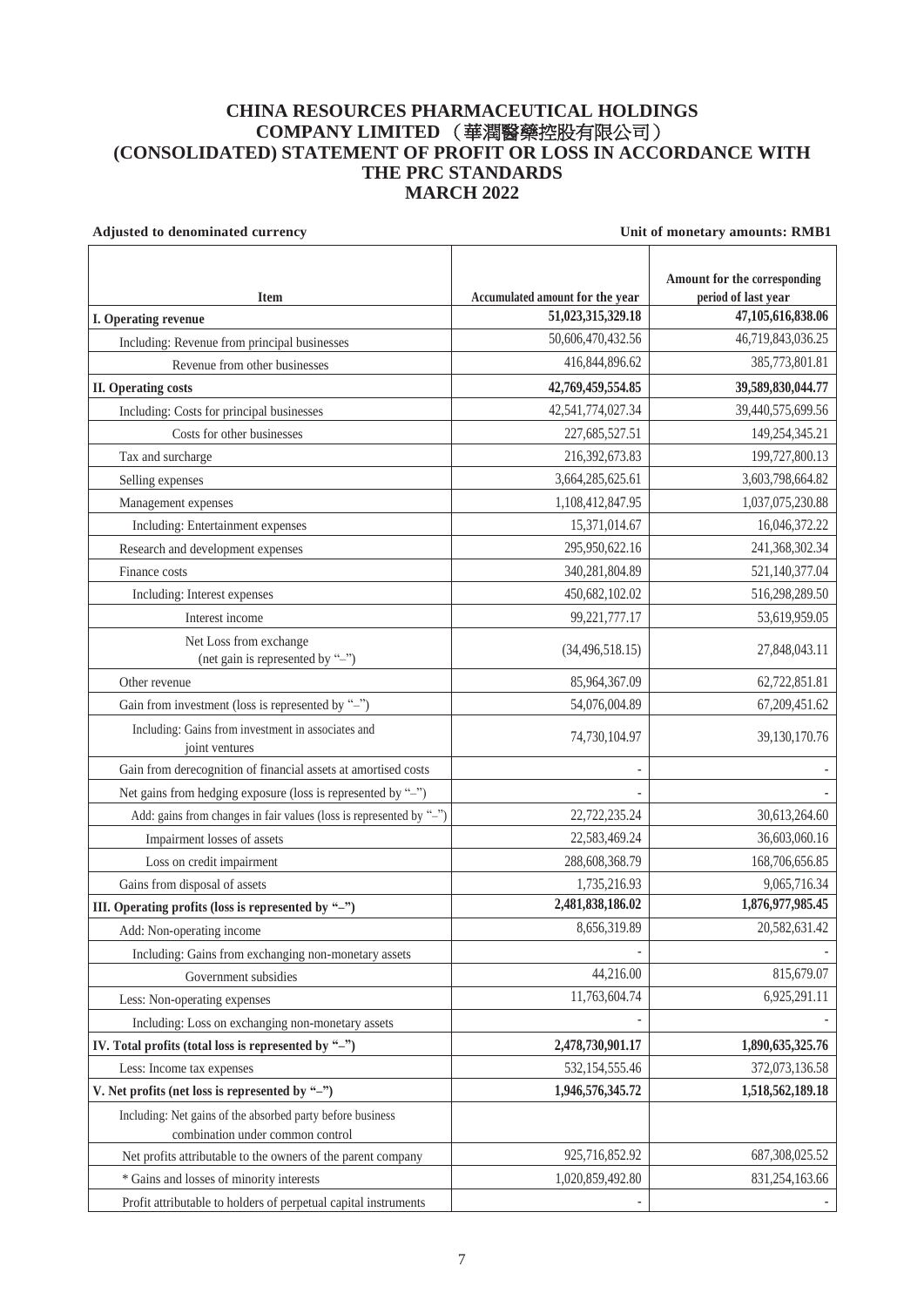# CHINA RESOURCES PHARMACEUTICAL HOLDINGS COMPANY LIMITED （華潤醫藥控股有限公司） (CONSOLIDATED) STATEMENT OF PROFIT OR LOSS IN ACCORDANCE WITH THE PRC STANDARDS MARCH 2022

**Adjusted to denominated currency** **Unit of monetary amounts: RMB1**

| Item | Accumulated amount for the year | Amount for the corresponding period of last year |
|---|---|---|
| **I. Operating revenue** | **51,023,315,329.18** | **47,105,616,838.06** |
| Including: Revenue from principal businesses | 50,606,470,432.56 | 46,719,843,036.25 |
| Revenue from other businesses | 416,844,896.62 | 385,773,801.81 |
| **II. Operating costs** | **42,769,459,554.85** | **39,589,830,044.77** |
| Including: Costs for principal businesses | 42,541,774,027.34 | 39,440,575,699.56 |
| Costs for other businesses | 227,685,527.51 | 149,254,345.21 |
| Tax and surcharge | 216,392,673.83 | 199,727,800.13 |
| Selling expenses | 3,664,285,625.61 | 3,603,798,664.82 |
| Management expenses | 1,108,412,847.95 | 1,037,075,230.88 |
| Including: Entertainment expenses | 15,371,014.67 | 16,046,372.22 |
| Research and development expenses | 295,950,622.16 | 241,368,302.34 |
| Finance costs | 340,281,804.89 | 521,140,377.04 |
| Including: Interest expenses | 450,682,102.02 | 516,298,289.50 |
| Interest income | 99,221,777.17 | 53,619,959.05 |
| Net Loss from exchange (net gain is represented by "–") | (34,496,518.15) | 27,848,043.11 |
| Other revenue | 85,964,367.09 | 62,722,851.81 |
| Gain from investment (loss is represented by "–") | 54,076,004.89 | 67,209,451.62 |
| Including: Gains from investment in associates and joint ventures | 74,730,104.97 | 39,130,170.76 |
| Gain from derecognition of financial assets at amortised costs | - | - |
| Net gains from hedging exposure (loss is represented by "–") | - | - |
| Add: gains from changes in fair values (loss is represented by "–") | 22,722,235.24 | 30,613,264.60 |
| Impairment losses of assets | 22,583,469.24 | 36,603,060.16 |
| Loss on credit impairment | 288,608,368.79 | 168,706,656.85 |
| Gains from disposal of assets | 1,735,216.93 | 9,065,716.34 |
| **III. Operating profits (loss is represented by "–")** | **2,481,838,186.02** | **1,876,977,985.45** |
| Add: Non-operating income | 8,656,319.89 | 20,582,631.42 |
| Including: Gains from exchanging non-monetary assets | - | - |
| Government subsidies | 44,216.00 | 815,679.07 |
| Less: Non-operating expenses | 11,763,604.74 | 6,925,291.11 |
| Including: Loss on exchanging non-monetary assets | - | - |
| **IV. Total profits (total loss is represented by "–")** | **2,478,730,901.17** | **1,890,635,325.76** |
| Less: Income tax expenses | 532,154,555.46 | 372,073,136.58 |
| **V. Net profits (net loss is represented by "–")** | **1,946,576,345.72** | **1,518,562,189.18** |
| Including: Net gains of the absorbed party before business combination under common control | | |
| Net profits attributable to the owners of the parent company | 925,716,852.92 | 687,308,025.52 |
| * Gains and losses of minority interests | 1,020,859,492.80 | 831,254,163.66 |
| Profit attributable to holders of perpetual capital instruments | - | - |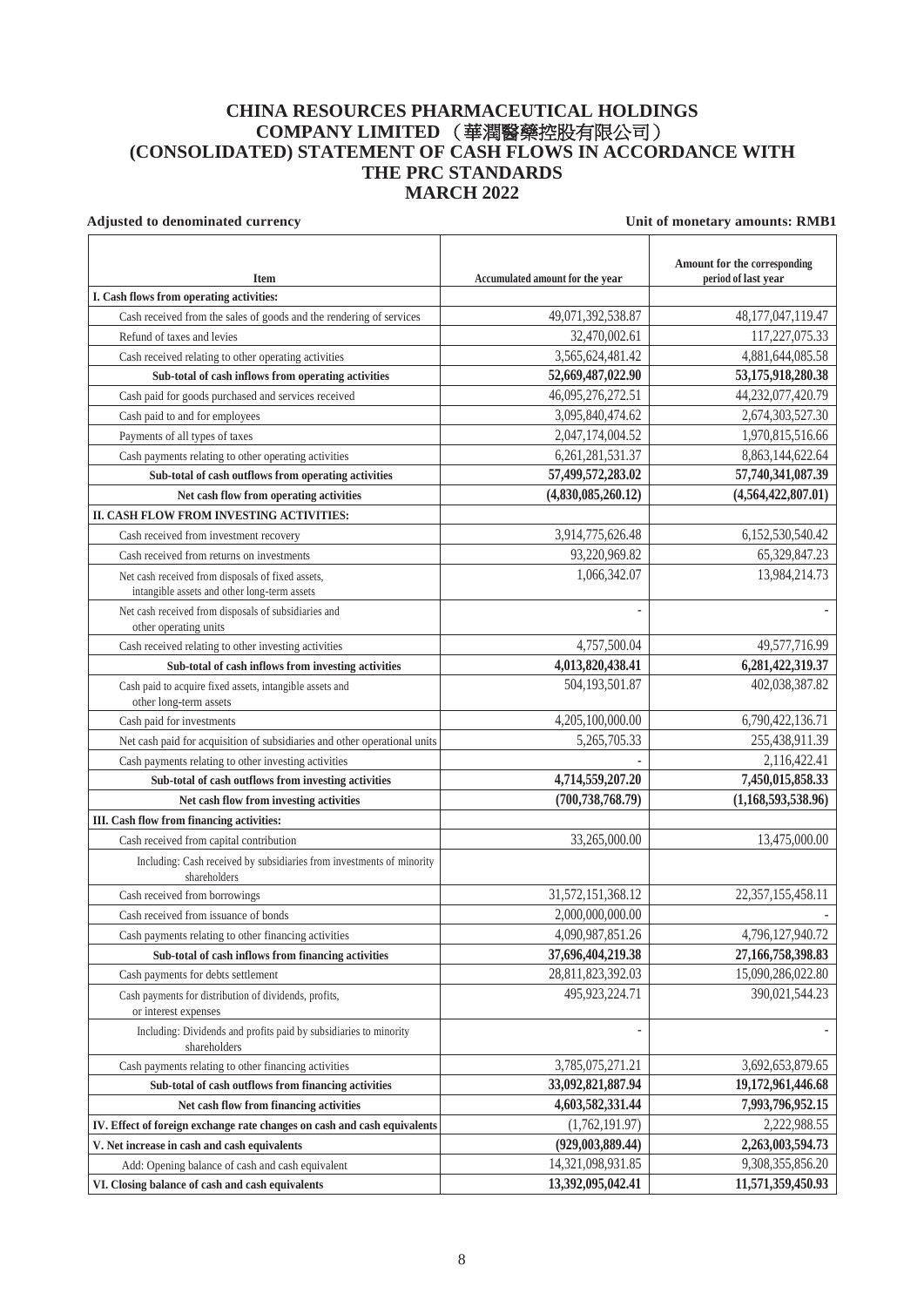# CHINA RESOURCES PHARMACEUTICAL HOLDINGS COMPANY LIMITED （華潤醫藥控股有限公司） (CONSOLIDATED) STATEMENT OF CASH FLOWS IN ACCORDANCE WITH THE PRC STANDARDS MARCH 2022

**Adjusted to denominated currency** **Unit of monetary amounts: RMB1**

| Item | Accumulated amount for the year | Amount for the corresponding period of last year |
|---|---|---|
| **I. Cash flows from operating activities:** | | |
| Cash received from the sales of goods and the rendering of services | 49,071,392,538.87 | 48,177,047,119.47 |
| Refund of taxes and levies | 32,470,002.61 | 117,227,075.33 |
| Cash received relating to other operating activities | 3,565,624,481.42 | 4,881,644,085.58 |
| **Sub-total of cash inflows from operating activities** | **52,669,487,022.90** | **53,175,918,280.38** |
| Cash paid for goods purchased and services received | 46,095,276,272.51 | 44,232,077,420.79 |
| Cash paid to and for employees | 3,095,840,474.62 | 2,674,303,527.30 |
| Payments of all types of taxes | 2,047,174,004.52 | 1,970,815,516.66 |
| Cash payments relating to other operating activities | 6,261,281,531.37 | 8,863,144,622.64 |
| **Sub-total of cash outflows from operating activities** | **57,499,572,283.02** | **57,740,341,087.39** |
| **Net cash flow from operating activities** | **(4,830,085,260.12)** | **(4,564,422,807.01)** |
| **II. CASH FLOW FROM INVESTING ACTIVITIES:** | | |
| Cash received from investment recovery | 3,914,775,626.48 | 6,152,530,540.42 |
| Cash received from returns on investments | 93,220,969.82 | 65,329,847.23 |
| Net cash received from disposals of fixed assets, intangible assets and other long-term assets | 1,066,342.07 | 13,984,214.73 |
| Net cash received from disposals of subsidiaries and other operating units | - | - |
| Cash received relating to other investing activities | 4,757,500.04 | 49,577,716.99 |
| **Sub-total of cash inflows from investing activities** | **4,013,820,438.41** | **6,281,422,319.37** |
| Cash paid to acquire fixed assets, intangible assets and other long-term assets | 504,193,501.87 | 402,038,387.82 |
| Cash paid for investments | 4,205,100,000.00 | 6,790,422,136.71 |
| Net cash paid for acquisition of subsidiaries and other operational units | 5,265,705.33 | 255,438,911.39 |
| Cash payments relating to other investing activities | - | 2,116,422.41 |
| **Sub-total of cash outflows from investing activities** | **4,714,559,207.20** | **7,450,015,858.33** |
| **Net cash flow from investing activities** | **(700,738,768.79)** | **(1,168,593,538.96)** |
| **III. Cash flow from financing activities:** | | |
| Cash received from capital contribution | 33,265,000.00 | 13,475,000.00 |
| Including: Cash received by subsidiaries from investments of minority shareholders | | |
| Cash received from borrowings | 31,572,151,368.12 | 22,357,155,458.11 |
| Cash received from issuance of bonds | 2,000,000,000.00 | - |
| Cash payments relating to other financing activities | 4,090,987,851.26 | 4,796,127,940.72 |
| **Sub-total of cash inflows from financing activities** | **37,696,404,219.38** | **27,166,758,398.83** |
| Cash payments for debts settlement | 28,811,823,392.03 | 15,090,286,022.80 |
| Cash payments for distribution of dividends, profits, or interest expenses | 495,923,224.71 | 390,021,544.23 |
| Including: Dividends and profits paid by subsidiaries to minority shareholders | - | - |
| Cash payments relating to other financing activities | 3,785,075,271.21 | 3,692,653,879.65 |
| **Sub-total of cash outflows from financing activities** | **33,092,821,887.94** | **19,172,961,446.68** |
| **Net cash flow from financing activities** | **4,603,582,331.44** | **7,993,796,952.15** |
| **IV. Effect of foreign exchange rate changes on cash and cash equivalents** | (1,762,191.97) | 2,222,988.55 |
| **V. Net increase in cash and cash equivalents** | **(929,003,889.44)** | **2,263,003,594.73** |
| Add: Opening balance of cash and cash equivalent | 14,321,098,931.85 | 9,308,355,856.20 |
| **VI. Closing balance of cash and cash equivalents** | **13,392,095,042.41** | **11,571,359,450.93** |